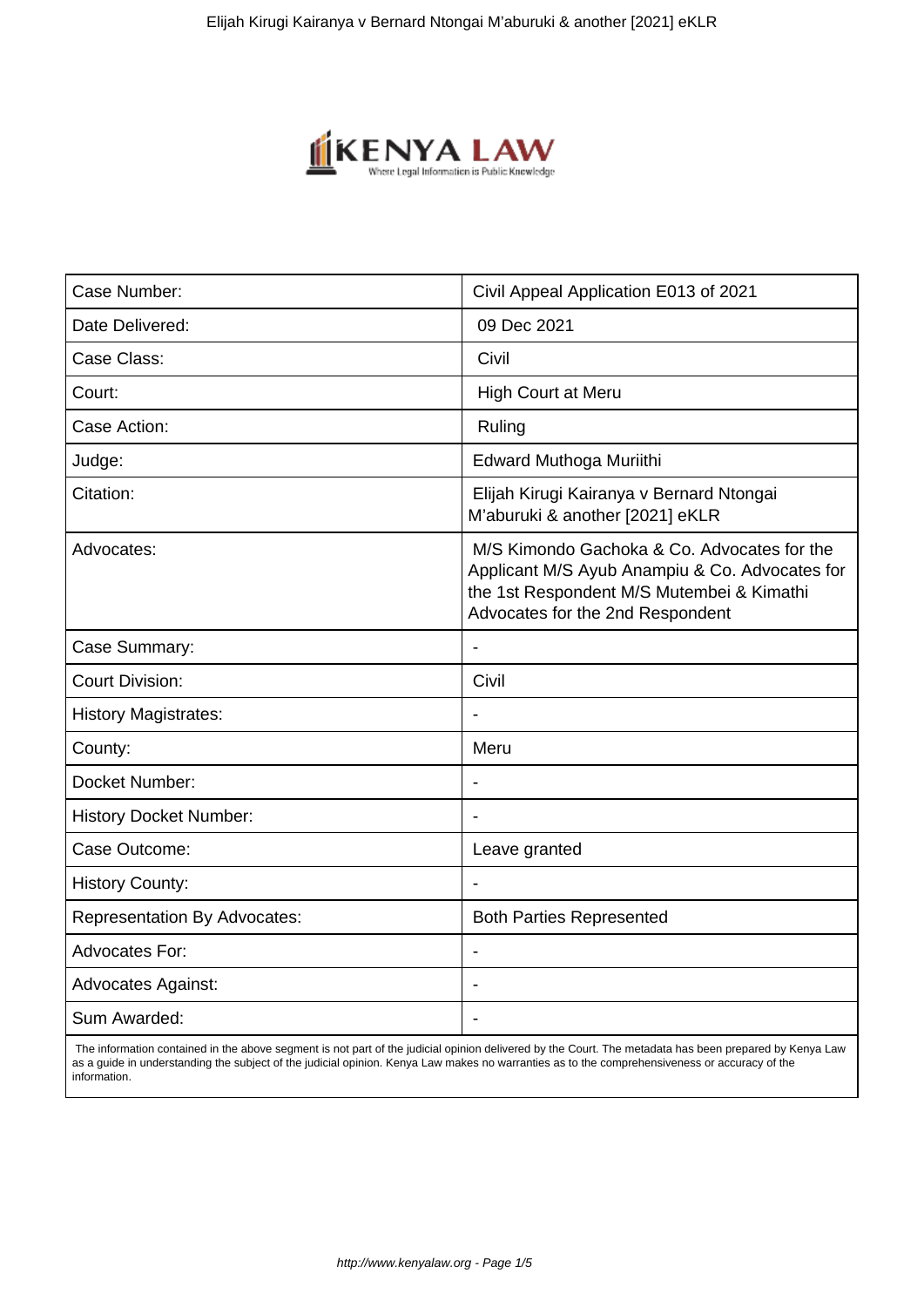| Case Number: | Civil Appeal Application E013 of 2021 |
|---|---|
| Date Delivered: | 09 Dec 2021 |
| Case Class: | Civil |
| Court: | High Court at Meru |
| Case Action: | Ruling |
| Judge: | Edward Muthoga Muriithi |
| Citation: | Elijah Kirugi Kairanya v Bernard Ntongai M'aburuki & another [2021] eKLR |
| Advocates: | M/S Kimondo Gachoka & Co. Advocates for the Applicant M/S Ayub Anampiu & Co. Advocates for the 1st Respondent M/S Mutembei & Kimathi Advocates for the 2nd Respondent |
| Case Summary: | - |
| Court Division: | Civil |
| History Magistrates: | - |
| County: | Meru |
| Docket Number: | - |
| History Docket Number: | - |
| Case Outcome: | Leave granted |
| History County: | - |
| Representation By Advocates: | Both Parties Represented |
| Advocates For: | - |
| Advocates Against: | - |
| Sum Awarded: | - |

The information contained in the above segment is not part of the judicial opinion delivered by the Court. The metadata has been prepared by Kenya Law as a guide in understanding the subject of the judicial opinion. Kenya Law makes no warranties as to the comprehensiveness or accuracy of the information.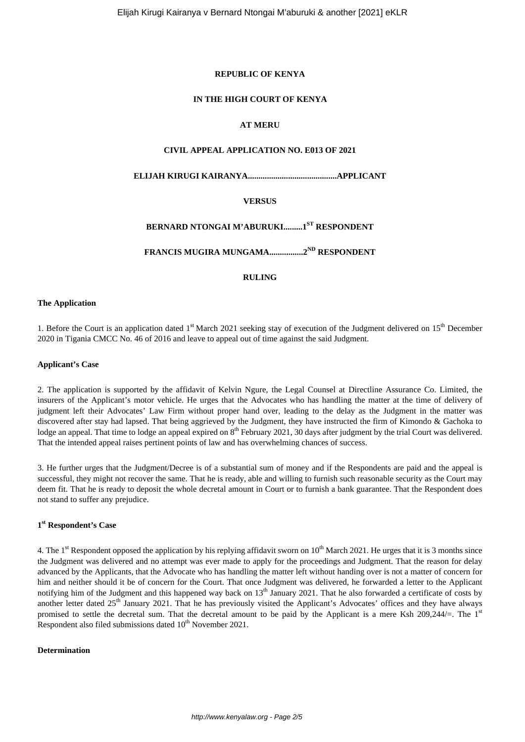**REPUBLIC OF KENYA**

**IN THE HIGH COURT OF KENYA**

**AT MERU**

**CIVIL APPEAL APPLICATION NO. E013 OF 2021**

**ELIJAH KIRUGI KAIRANYA.........................................APPLICANT**

**VERSUS**

**BERNARD NTONGAI M'ABURUKI.........1ST RESPONDENT**

**FRANCIS MUGIRA MUNGAMA................2ND RESPONDENT**

**RULING**

**The Application**

1. Before the Court is an application dated 1st March 2021 seeking stay of execution of the Judgment delivered on 15th December 2020 in Tigania CMCC No. 46 of 2016 and leave to appeal out of time against the said Judgment.

**Applicant's Case**

2. The application is supported by the affidavit of Kelvin Ngure, the Legal Counsel at Directline Assurance Co. Limited, the insurers of the Applicant's motor vehicle. He urges that the Advocates who has handling the matter at the time of delivery of judgment left their Advocates' Law Firm without proper hand over, leading to the delay as the Judgment in the matter was discovered after stay had lapsed. That being aggrieved by the Judgment, they have instructed the firm of Kimondo & Gachoka to lodge an appeal. That time to lodge an appeal expired on 8th February 2021, 30 days after judgment by the trial Court was delivered. That the intended appeal raises pertinent points of law and has overwhelming chances of success.

3. He further urges that the Judgment/Decree is of a substantial sum of money and if the Respondents are paid and the appeal is successful, they might not recover the same. That he is ready, able and willing to furnish such reasonable security as the Court may deem fit. That he is ready to deposit the whole decretal amount in Court or to furnish a bank guarantee. That the Respondent does not stand to suffer any prejudice.

**1st Respondent's Case**

4. The 1st Respondent opposed the application by his replying affidavit sworn on 10th March 2021. He urges that it is 3 months since the Judgment was delivered and no attempt was ever made to apply for the proceedings and Judgment. That the reason for delay advanced by the Applicants, that the Advocate who has handling the matter left without handing over is not a matter of concern for him and neither should it be of concern for the Court. That once Judgment was delivered, he forwarded a letter to the Applicant notifying him of the Judgment and this happened way back on 13th January 2021. That he also forwarded a certificate of costs by another letter dated 25th January 2021. That he has previously visited the Applicant's Advocates' offices and they have always promised to settle the decretal sum. That the decretal amount to be paid by the Applicant is a mere Ksh 209,244/=. The 1st Respondent also filed submissions dated 10th November 2021.

**Determination**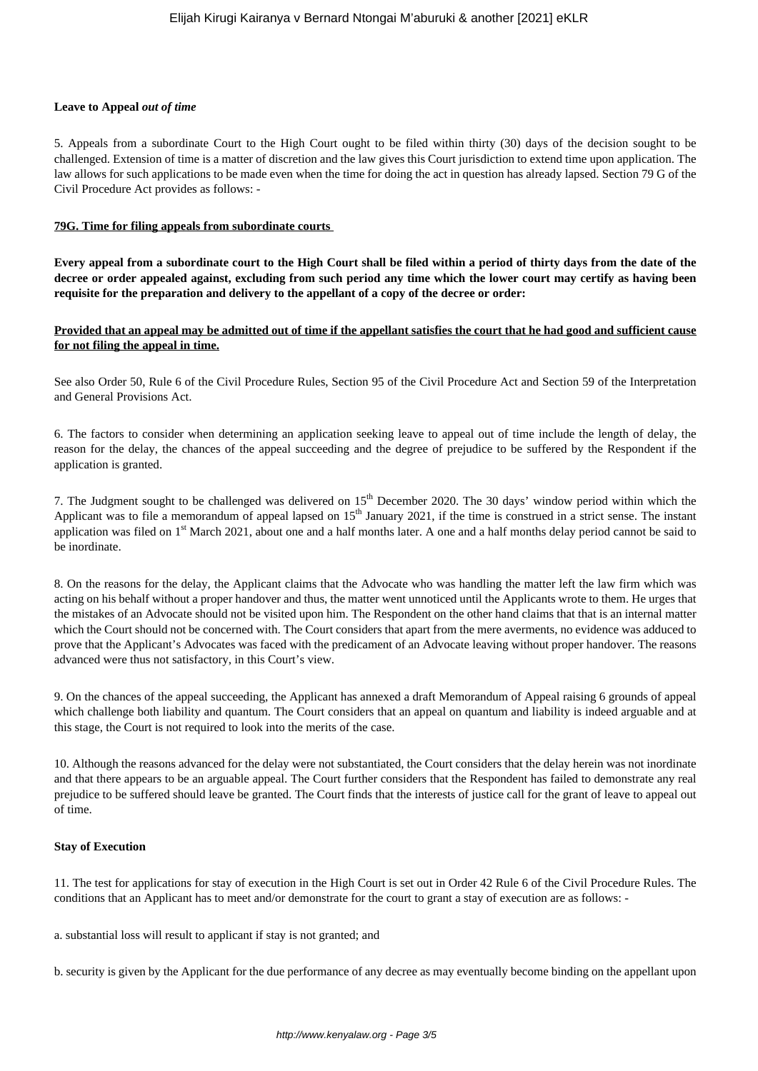**Leave to Appeal *out of time***

5. Appeals from a subordinate Court to the High Court ought to be filed within thirty (30) days of the decision sought to be challenged. Extension of time is a matter of discretion and the law gives this Court jurisdiction to extend time upon application. The law allows for such applications to be made even when the time for doing the act in question has already lapsed. Section 79 G of the Civil Procedure Act provides as follows: -

**<u>79G. Time for filing appeals from subordinate courts</u>**

**Every appeal from a subordinate court to the High Court shall be filed within a period of thirty days from the date of the decree or order appealed against, excluding from such period any time which the lower court may certify as having been requisite for the preparation and delivery to the appellant of a copy of the decree or order:**

**<u>Provided that an appeal may be admitted out of time if the appellant satisfies the court that he had good and sufficient cause for not filing the appeal in time.</u>**

See also Order 50, Rule 6 of the Civil Procedure Rules, Section 95 of the Civil Procedure Act and Section 59 of the Interpretation and General Provisions Act.

6. The factors to consider when determining an application seeking leave to appeal out of time include the length of delay, the reason for the delay, the chances of the appeal succeeding and the degree of prejudice to be suffered by the Respondent if the application is granted.

7. The Judgment sought to be challenged was delivered on 15th December 2020. The 30 days' window period within which the Applicant was to file a memorandum of appeal lapsed on 15th January 2021, if the time is construed in a strict sense. The instant application was filed on 1st March 2021, about one and a half months later. A one and a half months delay period cannot be said to be inordinate.

8. On the reasons for the delay, the Applicant claims that the Advocate who was handling the matter left the law firm which was acting on his behalf without a proper handover and thus, the matter went unnoticed until the Applicants wrote to them. He urges that the mistakes of an Advocate should not be visited upon him. The Respondent on the other hand claims that that is an internal matter which the Court should not be concerned with. The Court considers that apart from the mere averments, no evidence was adduced to prove that the Applicant's Advocates was faced with the predicament of an Advocate leaving without proper handover. The reasons advanced were thus not satisfactory, in this Court's view.

9. On the chances of the appeal succeeding, the Applicant has annexed a draft Memorandum of Appeal raising 6 grounds of appeal which challenge both liability and quantum. The Court considers that an appeal on quantum and liability is indeed arguable and at this stage, the Court is not required to look into the merits of the case.

10. Although the reasons advanced for the delay were not substantiated, the Court considers that the delay herein was not inordinate and that there appears to be an arguable appeal. The Court further considers that the Respondent has failed to demonstrate any real prejudice to be suffered should leave be granted. The Court finds that the interests of justice call for the grant of leave to appeal out of time.

**Stay of Execution**

11. The test for applications for stay of execution in the High Court is set out in Order 42 Rule 6 of the Civil Procedure Rules. The conditions that an Applicant has to meet and/or demonstrate for the court to grant a stay of execution are as follows: -

a. substantial loss will result to applicant if stay is not granted; and

b. security is given by the Applicant for the due performance of any decree as may eventually become binding on the appellant upon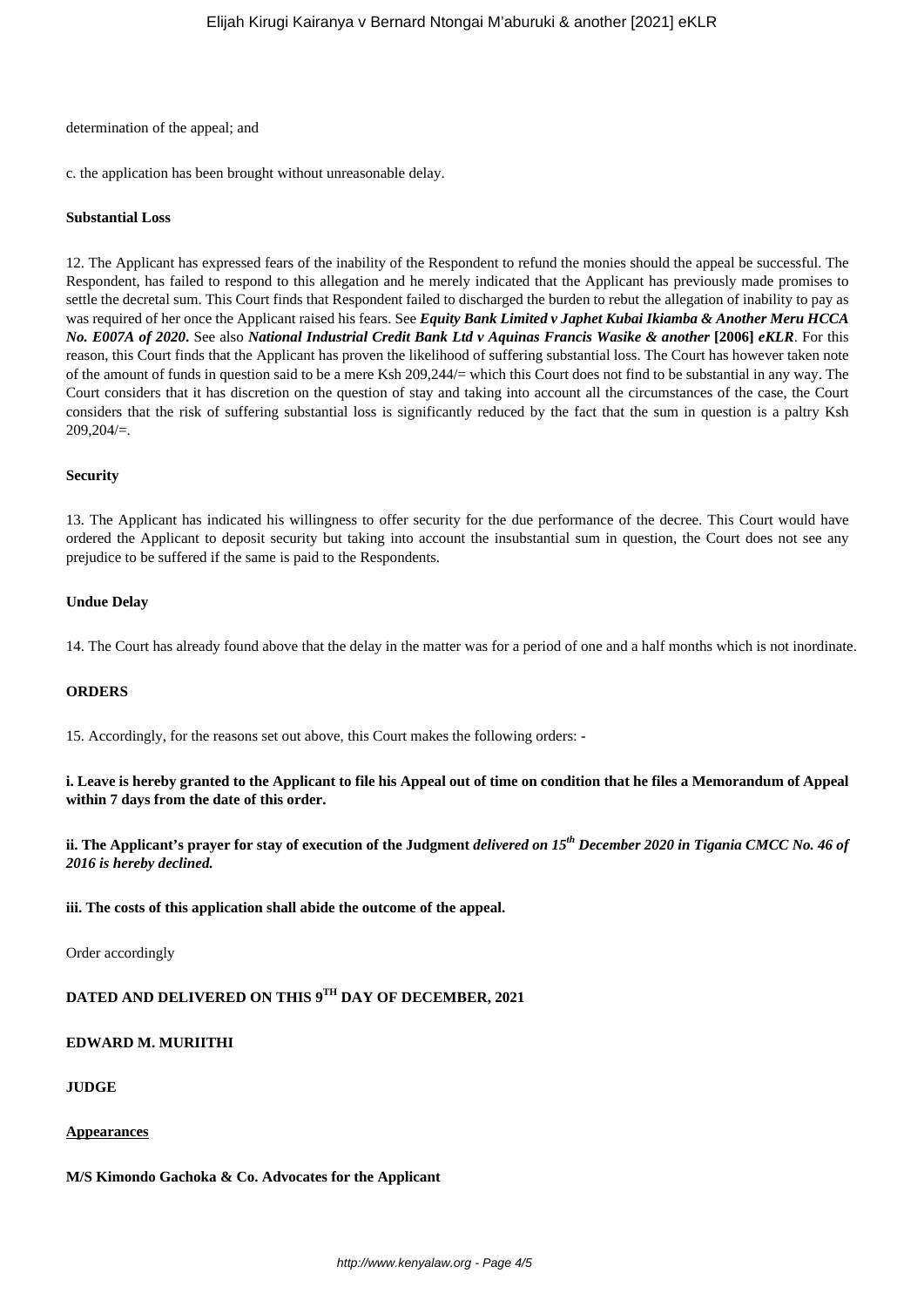determination of the appeal; and

c. the application has been brought without unreasonable delay.

**Substantial Loss**

12. The Applicant has expressed fears of the inability of the Respondent to refund the monies should the appeal be successful. The Respondent, has failed to respond to this allegation and he merely indicated that the Applicant has previously made promises to settle the decretal sum. This Court finds that Respondent failed to discharged the burden to rebut the allegation of inability to pay as was required of her once the Applicant raised his fears. See ***Equity Bank Limited v Japhet Kubai Ikiamba & Another Meru HCCA No. E007A of 2020***. See also ***National Industrial Credit Bank Ltd v Aquinas Francis Wasike & another* [2006] *eKLR***. For this reason, this Court finds that the Applicant has proven the likelihood of suffering substantial loss. The Court has however taken note of the amount of funds in question said to be a mere Ksh 209,244/= which this Court does not find to be substantial in any way. The Court considers that it has discretion on the question of stay and taking into account all the circumstances of the case, the Court considers that the risk of suffering substantial loss is significantly reduced by the fact that the sum in question is a paltry Ksh 209,204/=.

**Security**

13. The Applicant has indicated his willingness to offer security for the due performance of the decree. This Court would have ordered the Applicant to deposit security but taking into account the insubstantial sum in question, the Court does not see any prejudice to be suffered if the same is paid to the Respondents.

**Undue Delay**

14. The Court has already found above that the delay in the matter was for a period of one and a half months which is not inordinate.

**ORDERS**

15. Accordingly, for the reasons set out above, this Court makes the following orders: -

**i. Leave is hereby granted to the Applicant to file his Appeal out of time on condition that he files a Memorandum of Appeal within 7 days from the date of this order.**

**ii. The Applicant's prayer for stay of execution of the Judgment *delivered on 15th December 2020 in Tigania CMCC No. 46 of 2016 is hereby declined.***

**iii. The costs of this application shall abide the outcome of the appeal.**

Order accordingly

**DATED AND DELIVERED ON THIS 9TH DAY OF DECEMBER, 2021**

**EDWARD M. MURIITHI**

**JUDGE**

**Appearances**

**M/S Kimondo Gachoka & Co. Advocates for the Applicant**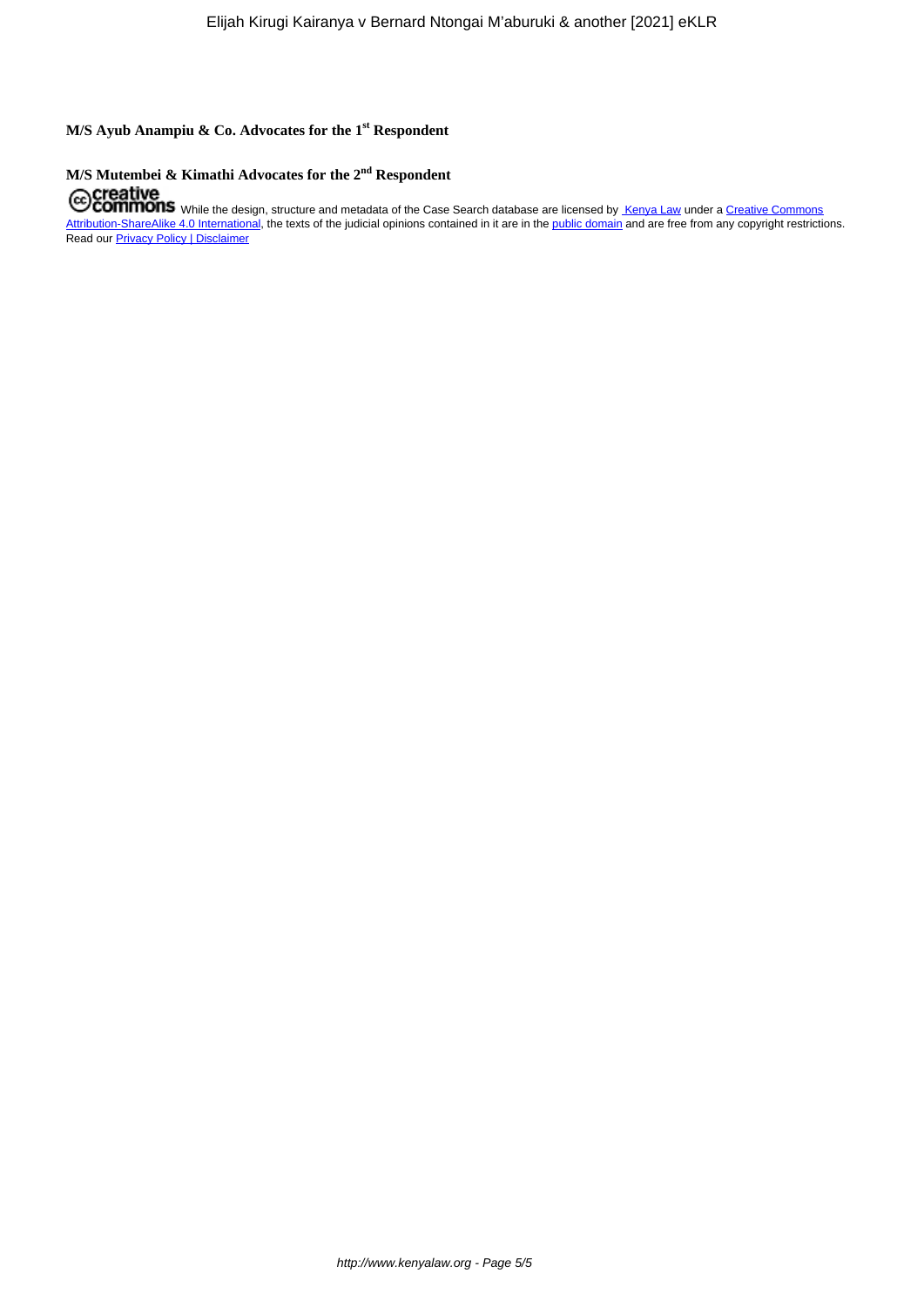**M/S Ayub Anampiu & Co. Advocates for the 1st Respondent**

**M/S Mutembei & Kimathi Advocates for the 2nd Respondent**

creative commons While the design, structure and metadata of the Case Search database are licensed by Kenya Law under a Creative Commons Attribution-ShareAlike 4.0 International, the texts of the judicial opinions contained in it are in the public domain and are free from any copyright restrictions.
Read our Privacy Policy | Disclaimer